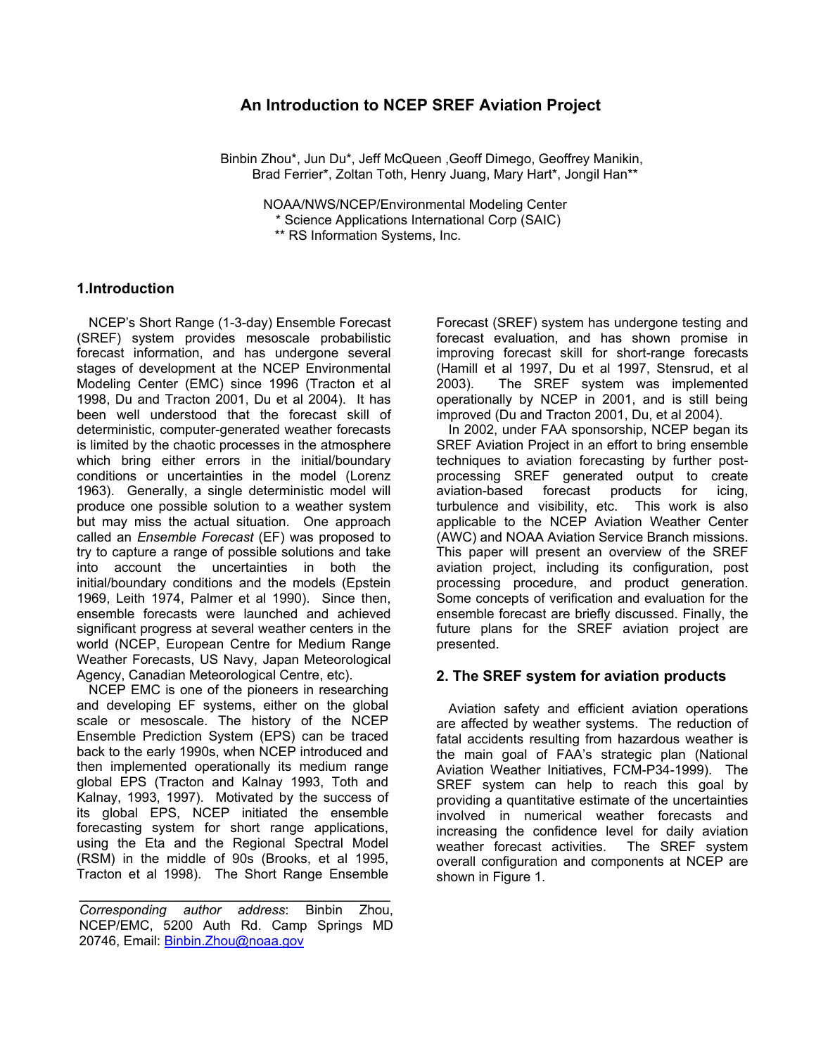# An Introduction to NCEP SREF Aviation Project

Binbin Zhou*, Jun Du*, Jeff McQueen ,Geoff Dimego, Geoffrey Manikin, Brad Ferrier*, Zoltan Toth, Henry Juang, Mary Hart*, Jongil Han**

NOAA/NWS/NCEP/Environmental Modeling Center
\* Science Applications International Corp (SAIC)
\** RS Information Systems, Inc.

## 1.Introduction

NCEP's Short Range (1-3-day) Ensemble Forecast (SREF) system provides mesoscale probabilistic forecast information, and has undergone several stages of development at the NCEP Environmental Modeling Center (EMC) since 1996 (Tracton et al 1998, Du and Tracton 2001, Du et al 2004). It has been well understood that the forecast skill of deterministic, computer-generated weather forecasts is limited by the chaotic processes in the atmosphere which bring either errors in the initial/boundary conditions or uncertainties in the model (Lorenz 1963). Generally, a single deterministic model will produce one possible solution to a weather system but may miss the actual situation. One approach called an *Ensemble Forecast* (EF) was proposed to try to capture a range of possible solutions and take into account the uncertainties in both the initial/boundary conditions and the models (Epstein 1969, Leith 1974, Palmer et al 1990). Since then, ensemble forecasts were launched and achieved significant progress at several weather centers in the world (NCEP, European Centre for Medium Range Weather Forecasts, US Navy, Japan Meteorological Agency, Canadian Meteorological Centre, etc).

NCEP EMC is one of the pioneers in researching and developing EF systems, either on the global scale or mesoscale. The history of the NCEP Ensemble Prediction System (EPS) can be traced back to the early 1990s, when NCEP introduced and then implemented operationally its medium range global EPS (Tracton and Kalnay 1993, Toth and Kalnay, 1993, 1997). Motivated by the success of its global EPS, NCEP initiated the ensemble forecasting system for short range applications, using the Eta and the Regional Spectral Model (RSM) in the middle of 90s (Brooks, et al 1995, Tracton et al 1998). The Short Range Ensemble Forecast (SREF) system has undergone testing and forecast evaluation, and has shown promise in improving forecast skill for short-range forecasts (Hamill et al 1997, Du et al 1997, Stensrud, et al 2003). The SREF system was implemented operationally by NCEP in 2001, and is still being improved (Du and Tracton 2001, Du, et al 2004).

In 2002, under FAA sponsorship, NCEP began its SREF Aviation Project in an effort to bring ensemble techniques to aviation forecasting by further post-processing SREF generated output to create aviation-based forecast products for icing, turbulence and visibility, etc. This work is also applicable to the NCEP Aviation Weather Center (AWC) and NOAA Aviation Service Branch missions. This paper will present an overview of the SREF aviation project, including its configuration, post processing procedure, and product generation. Some concepts of verification and evaluation for the ensemble forecast are briefly discussed. Finally, the future plans for the SREF aviation project are presented.

## 2. The SREF system for aviation products

Aviation safety and efficient aviation operations are affected by weather systems. The reduction of fatal accidents resulting from hazardous weather is the main goal of FAA's strategic plan (National Aviation Weather Initiatives, FCM-P34-1999). The SREF system can help to reach this goal by providing a quantitative estimate of the uncertainties involved in numerical weather forecasts and increasing the confidence level for daily aviation weather forecast activities. The SREF system overall configuration and components at NCEP are shown in Figure 1.

---

*Corresponding author address*: Binbin Zhou, NCEP/EMC, 5200 Auth Rd. Camp Springs MD 20746, Email: Binbin.Zhou@noaa.gov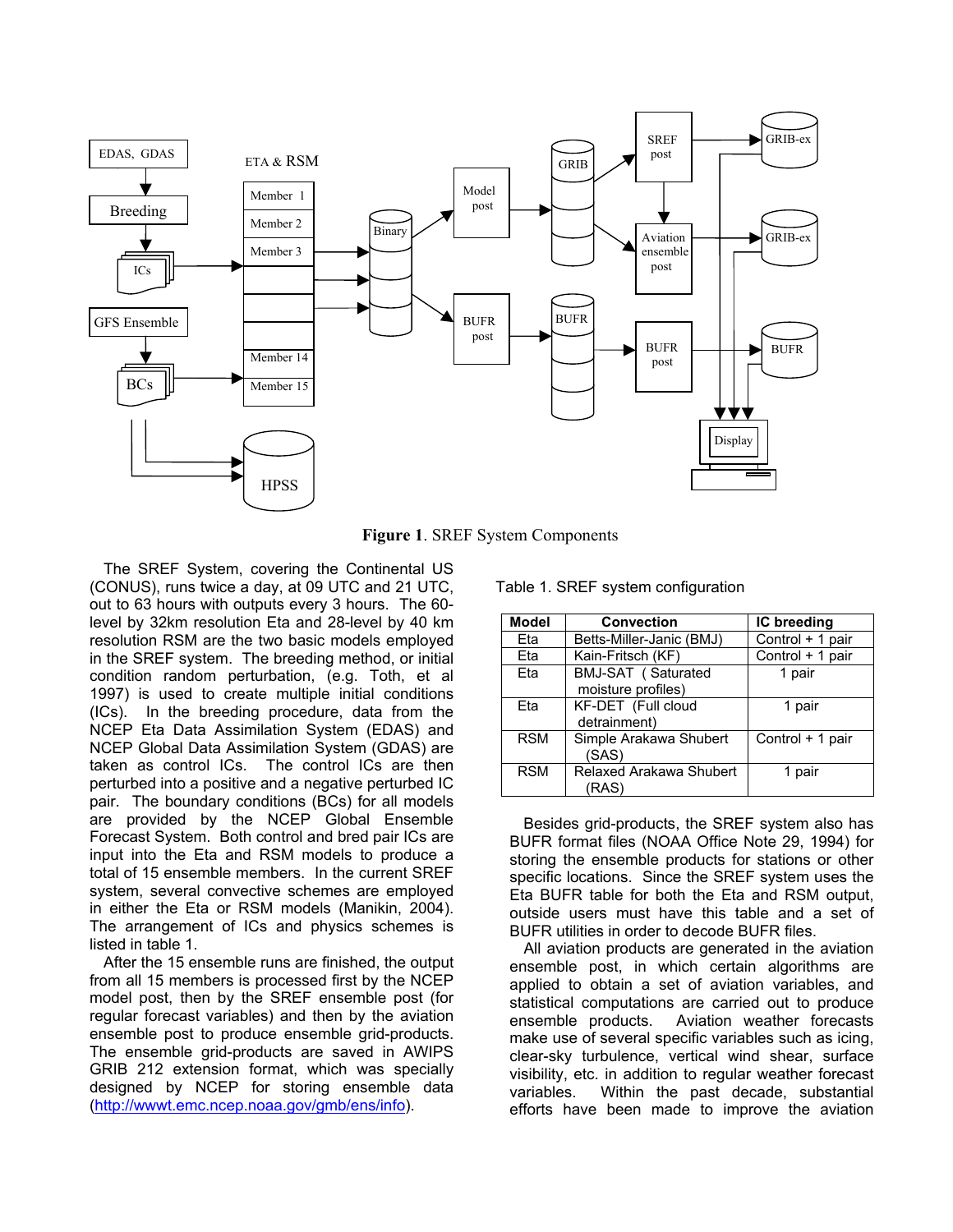**Figure 1**. SREF System Components

The SREF System, covering the Continental US (CONUS), runs twice a day, at 09 UTC and 21 UTC, out to 63 hours with outputs every 3 hours. The 60-level by 32km resolution Eta and 28-level by 40 km resolution RSM are the two basic models employed in the SREF system. The breeding method, or initial condition random perturbation, (e.g. Toth, et al 1997) is used to create multiple initial conditions (ICs). In the breeding procedure, data from the NCEP Eta Data Assimilation System (EDAS) and NCEP Global Data Assimilation System (GDAS) are taken as control ICs. The control ICs are then perturbed into a positive and a negative perturbed IC pair. The boundary conditions (BCs) for all models are provided by the NCEP Global Ensemble Forecast System. Both control and bred pair ICs are input into the Eta and RSM models to produce a total of 15 ensemble members. In the current SREF system, several convective schemes are employed in either the Eta or RSM models (Manikin, 2004). The arrangement of ICs and physics schemes is listed in table 1.

After the 15 ensemble runs are finished, the output from all 15 members is processed first by the NCEP model post, then by the SREF ensemble post (for regular forecast variables) and then by the aviation ensemble post to produce ensemble grid-products. The ensemble grid-products are saved in AWIPS GRIB 212 extension format, which was specially designed by NCEP for storing ensemble data (http://wwwt.emc.ncep.noaa.gov/gmb/ens/info).

Table 1. SREF system configuration

| Model | Convection | IC breeding |
|---|---|---|
| Eta | Betts-Miller-Janic (BMJ) | Control + 1 pair |
| Eta | Kain-Fritsch (KF) | Control + 1 pair |
| Eta | BMJ-SAT ( Saturated moisture profiles) | 1 pair |
| Eta | KF-DET (Full cloud detrainment) | 1 pair |
| RSM | Simple Arakawa Shubert (SAS) | Control + 1 pair |
| RSM | Relaxed Arakawa Shubert (RAS) | 1 pair |

Besides grid-products, the SREF system also has BUFR format files (NOAA Office Note 29, 1994) for storing the ensemble products for stations or other specific locations. Since the SREF system uses the Eta BUFR table for both the Eta and RSM output, outside users must have this table and a set of BUFR utilities in order to decode BUFR files.

All aviation products are generated in the aviation ensemble post, in which certain algorithms are applied to obtain a set of aviation variables, and statistical computations are carried out to produce ensemble products. Aviation weather forecasts make use of several specific variables such as icing, clear-sky turbulence, vertical wind shear, surface visibility, etc. in addition to regular weather forecast variables. Within the past decade, substantial efforts have been made to improve the aviation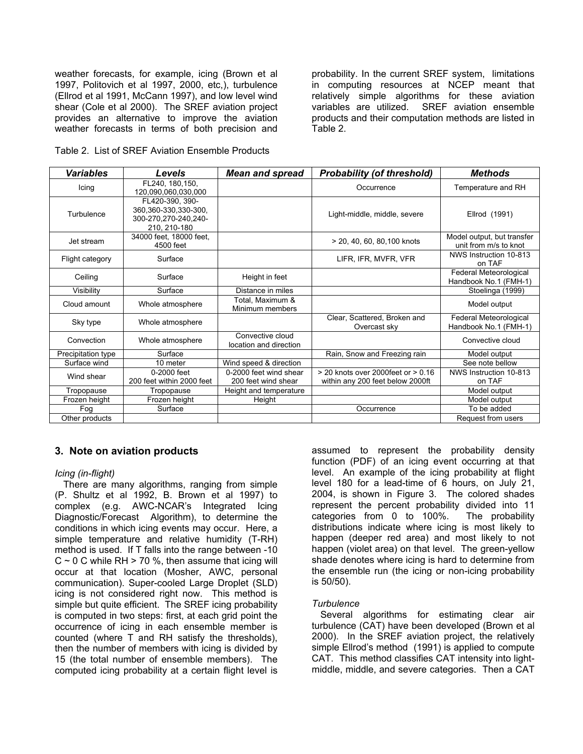weather forecasts, for example, icing (Brown et al 1997, Politovich et al 1997, 2000, etc,), turbulence (Ellrod et al 1991, McCann 1997), and low level wind shear (Cole et al 2000). The SREF aviation project provides an alternative to improve the aviation weather forecasts in terms of both precision and probability. In the current SREF system, limitations in computing resources at NCEP meant that relatively simple algorithms for these aviation variables are utilized. SREF aviation ensemble products and their computation methods are listed in Table 2.

Table 2. List of SREF Aviation Ensemble Products

| *Variables* | *Levels* | *Mean and spread* | *Probability (of threshold)* | *Methods* |
|---|---|---|---|---|
| Icing | FL240, 180,150, 120,090,060,030,000 | | Occurrence | Temperature and RH |
| Turbulence | FL420-390, 390-360,360-330,330-300, 300-270,270-240,240-210, 210-180 | | Light-middle, middle, severe | Ellrod (1991) |
| Jet stream | 34000 feet, 18000 feet, 4500 feet | | > 20, 40, 60, 80,100 knots | Model output, but transfer unit from m/s to knot |
| Flight category | Surface | | LIFR, IFR, MVFR, VFR | NWS Instruction 10-813 on TAF |
| Ceiling | Surface | Height in feet | | Federal Meteorological Handbook No.1 (FMH-1) |
| Visibility | Surface | Distance in miles | | Stoelinga (1999) |
| Cloud amount | Whole atmosphere | Total, Maximum & Minimum members | | Model output |
| Sky type | Whole atmosphere | | Clear, Scattered, Broken and Overcast sky | Federal Meteorological Handbook No.1 (FMH-1) |
| Convection | Whole atmosphere | Convective cloud location and direction | | Convective cloud |
| Precipitation type | Surface | | Rain, Snow and Freezing rain | Model output |
| Surface wind | 10 meter | Wind speed & direction | | See note bellow |
| Wind shear | 0-2000 feet 200 feet within 2000 feet | 0-2000 feet wind shear 200 feet wind shear | > 20 knots over 2000feet or > 0.16 within any 200 feet below 2000ft | NWS Instruction 10-813 on TAF |
| Tropopause | Tropopause | Height and temperature | | Model output |
| Frozen height | Frozen height | Height | | Model output |
| Fog | Surface | | Occurrence | To be added |
| Other products | | | | Request from users |

## 3. Note on aviation products

*Icing (in-flight)*

There are many algorithms, ranging from simple (P. Shultz et al 1992, B. Brown et al 1997) to complex (e.g. AWC-NCAR's Integrated Icing Diagnostic/Forecast Algorithm), to determine the conditions in which icing events may occur. Here, a simple temperature and relative humidity (T-RH) method is used. If T falls into the range between -10 C ~ 0 C while RH > 70 %, then assume that icing will occur at that location (Mosher, AWC, personal communication). Super-cooled Large Droplet (SLD) icing is not considered right now. This method is simple but quite efficient. The SREF icing probability is computed in two steps: first, at each grid point the occurrence of icing in each ensemble member is counted (where T and RH satisfy the thresholds), then the number of members with icing is divided by 15 (the total number of ensemble members). The computed icing probability at a certain flight level is assumed to represent the probability density function (PDF) of an icing event occurring at that level. An example of the icing probability at flight level 180 for a lead-time of 6 hours, on July 21, 2004, is shown in Figure 3. The colored shades represent the percent probability divided into 11 categories from 0 to 100%. The probability distributions indicate where icing is most likely to happen (deeper red area) and most likely to not happen (violet area) on that level. The green-yellow shade denotes where icing is hard to determine from the ensemble run (the icing or non-icing probability is 50/50).

*Turbulence*

Several algorithms for estimating clear air turbulence (CAT) have been developed (Brown et al 2000). In the SREF aviation project, the relatively simple Ellrod's method (1991) is applied to compute CAT. This method classifies CAT intensity into light-middle, middle, and severe categories. Then a CAT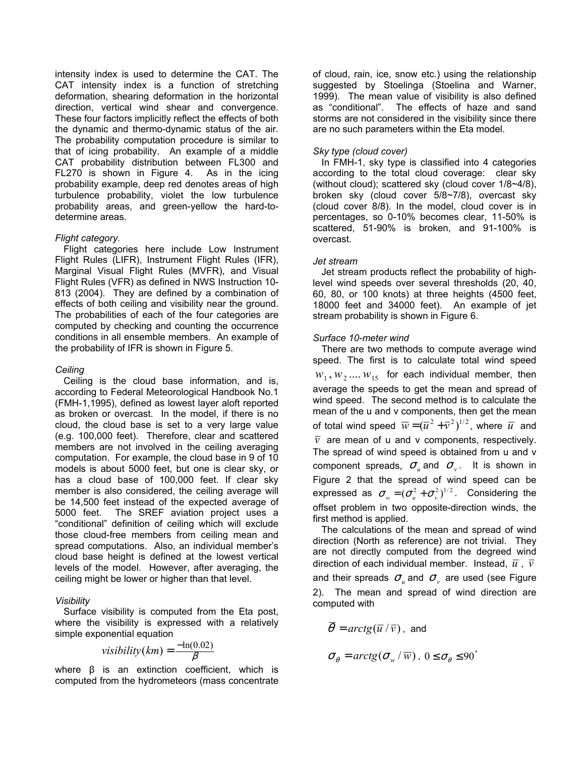intensity index is used to determine the CAT. The CAT intensity index is a function of stretching deformation, shearing deformation in the horizontal direction, vertical wind shear and convergence. These four factors implicitly reflect the effects of both the dynamic and thermo-dynamic status of the air. The probability computation procedure is similar to that of icing probability. An example of a middle CAT probability distribution between FL300 and FL270 is shown in Figure 4. As in the icing probability example, deep red denotes areas of high turbulence probability, violet the low turbulence probability areas, and green-yellow the hard-to-determine areas.

*Flight category*.

Flight categories here include Low Instrument Flight Rules (LIFR), Instrument Flight Rules (IFR), Marginal Visual Flight Rules (MVFR), and Visual Flight Rules (VFR) as defined in NWS Instruction 10-813 (2004). They are defined by a combination of effects of both ceiling and visibility near the ground. The probabilities of each of the four categories are computed by checking and counting the occurrence conditions in all ensemble members. An example of the probability of IFR is shown in Figure 5.

*Ceiling*

Ceiling is the cloud base information, and is, according to Federal Meteorological Handbook No.1 (FMH-1,1995), defined as lowest layer aloft reported as broken or overcast. In the model, if there is no cloud, the cloud base is set to a very large value (e.g. 100,000 feet). Therefore, clear and scattered members are not involved in the ceiling averaging computation. For example, the cloud base in 9 of 10 models is about 5000 feet, but one is clear sky, or has a cloud base of 100,000 feet. If clear sky member is also considered, the ceiling average will be 14,500 feet instead of the expected average of 5000 feet. The SREF aviation project uses a "conditional" definition of ceiling which will exclude those cloud-free members from ceiling mean and spread computations. Also, an individual member's cloud base height is defined at the lowest vertical levels of the model. However, after averaging, the ceiling might be lower or higher than that level.

*Visibility*

Surface visibility is computed from the Eta post, where the visibility is expressed with a relatively simple exponential equation

$$visibility(km) = \frac{-\ln(0.02)}{\beta}$$

where β is an extinction coefficient, which is computed from the hydrometeors (mass concentrate of cloud, rain, ice, snow etc.) using the relationship suggested by Stoelinga (Stoelina and Warner, 1999). The mean value of visibility is also defined as "conditional". The effects of haze and sand storms are not considered in the visibility since there are no such parameters within the Eta model.

*Sky type (cloud cover)*

In FMH-1, sky type is classified into 4 categories according to the total cloud coverage: clear sky (without cloud); scattered sky (cloud cover 1/8~4/8), broken sky (cloud cover 5/8~7/8), overcast sky (cloud cover 8/8). In the model, cloud cover is in percentages, so 0-10% becomes clear, 11-50% is scattered, 51-90% is broken, and 91-100% is overcast.

*Jet stream*

Jet stream products reflect the probability of high-level wind speeds over several thresholds (20, 40, 60, 80, or 100 knots) at three heights (4500 feet, 18000 feet and 34000 feet). An example of jet stream probability is shown in Figure 6.

*Surface 10-meter wind*

There are two methods to compute average wind speed. The first is to calculate total wind speed $w_1, w_2 .... w_{15}$ for each individual member, then average the speeds to get the mean and spread of wind speed. The second method is to calculate the mean of the u and v components, then get the mean of total wind speed $\overline{w} = (\overline{u}^2 + \overline{v}^2)^{1/2}$, where $\overline{u}$ and $\overline{v}$ are mean of u and v components, respectively. The spread of wind speed is obtained from u and v component spreads, $\sigma_u$ and $\sigma_v$. It is shown in Figure 2 that the spread of wind speed can be expressed as $\sigma_w = (\sigma_u^2 + \sigma_v^2)^{1/2}$. Considering the offset problem in two opposite-direction winds, the first method is applied.

The calculations of the mean and spread of wind direction (North as reference) are not trivial. They are not directly computed from the degreed wind direction of each individual member. Instead, $\overline{u}$, $\overline{v}$ and their spreads $\sigma_u$ and $\sigma_v$ are used (see Figure 2). The mean and spread of wind direction are computed with

$$\overline{\theta} = arctg(\overline{u} / \overline{v}), \text{ and}$$

$$\sigma_\theta = arctg(\sigma_w / \overline{w}), \ 0 \le \sigma_\theta \le 90^\circ$$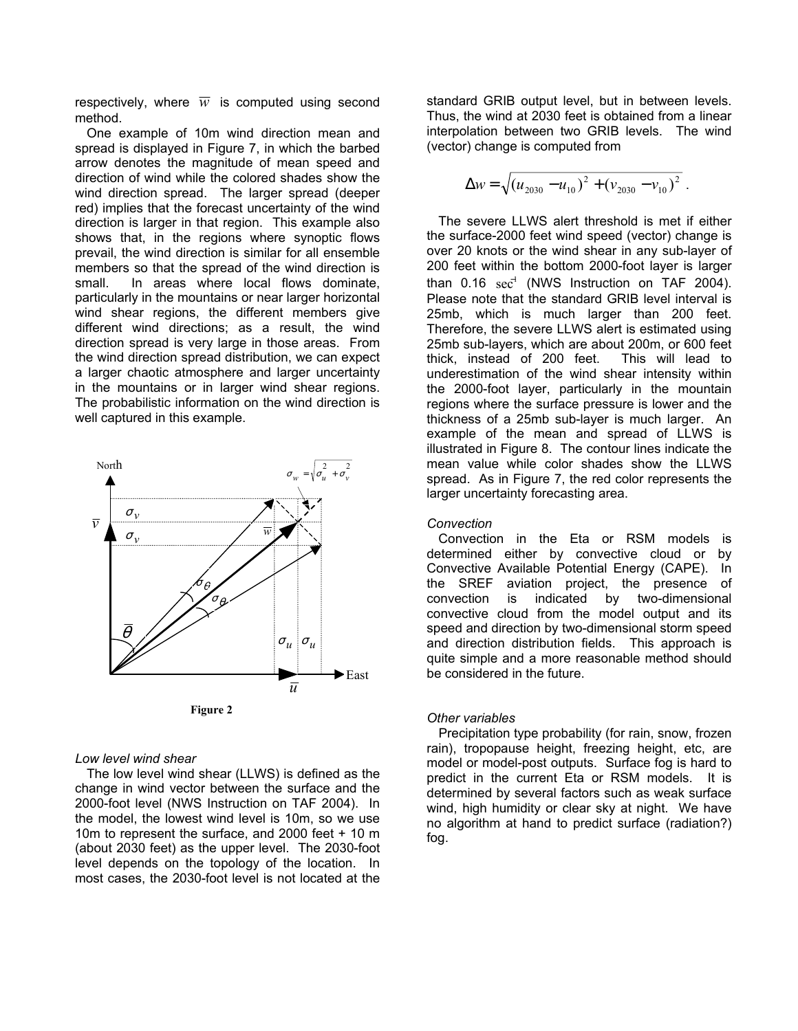respectively, where $\overline{w}$ is computed using second method.

One example of 10m wind direction mean and spread is displayed in Figure 7, in which the barbed arrow denotes the magnitude of mean speed and direction of wind while the colored shades show the wind direction spread. The larger spread (deeper red) implies that the forecast uncertainty of the wind direction is larger in that region. This example also shows that, in the regions where synoptic flows prevail, the wind direction is similar for all ensemble members so that the spread of the wind direction is small. In areas where local flows dominate, particularly in the mountains or near larger horizontal wind shear regions, the different members give different wind directions; as a result, the wind direction spread is very large in those areas. From the wind direction spread distribution, we can expect a larger chaotic atmosphere and larger uncertainty in the mountains or in larger wind shear regions. The probabilistic information on the wind direction is well captured in this example.

**Figure 2**

*Low level wind shear*

The low level wind shear (LLWS) is defined as the change in wind vector between the surface and the 2000-foot level (NWS Instruction on TAF 2004). In the model, the lowest wind level is 10m, so we use 10m to represent the surface, and 2000 feet + 10 m (about 2030 feet) as the upper level. The 2030-foot level depends on the topology of the location. In most cases, the 2030-foot level is not located at the standard GRIB output level, but in between levels. Thus, the wind at 2030 feet is obtained from a linear interpolation between two GRIB levels. The wind (vector) change is computed from

$$\Delta w = \sqrt{(u_{2030} - u_{10})^2 + (v_{2030} - v_{10})^2} \, .$$

The severe LLWS alert threshold is met if either the surface-2000 feet wind speed (vector) change is over 20 knots or the wind shear in any sub-layer of 200 feet within the bottom 2000-foot layer is larger than 0.16 $\sec^{-1}$ (NWS Instruction on TAF 2004). Please note that the standard GRIB level interval is 25mb, which is much larger than 200 feet. Therefore, the severe LLWS alert is estimated using 25mb sub-layers, which are about 200m, or 600 feet thick, instead of 200 feet. This will lead to underestimation of the wind shear intensity within the 2000-foot layer, particularly in the mountain regions where the surface pressure is lower and the thickness of a 25mb sub-layer is much larger. An example of the mean and spread of LLWS is illustrated in Figure 8. The contour lines indicate the mean value while color shades show the LLWS spread. As in Figure 7, the red color represents the larger uncertainty forecasting area.

*Convection*

Convection in the Eta or RSM models is determined either by convective cloud or by Convective Available Potential Energy (CAPE). In the SREF aviation project, the presence of convection is indicated by two-dimensional convective cloud from the model output and its speed and direction by two-dimensional storm speed and direction distribution fields. This approach is quite simple and a more reasonable method should be considered in the future.

*Other variables*

Precipitation type probability (for rain, snow, frozen rain), tropopause height, freezing height, etc, are model or model-post outputs. Surface fog is hard to predict in the current Eta or RSM models. It is determined by several factors such as weak surface wind, high humidity or clear sky at night. We have no algorithm at hand to predict surface (radiation?) fog.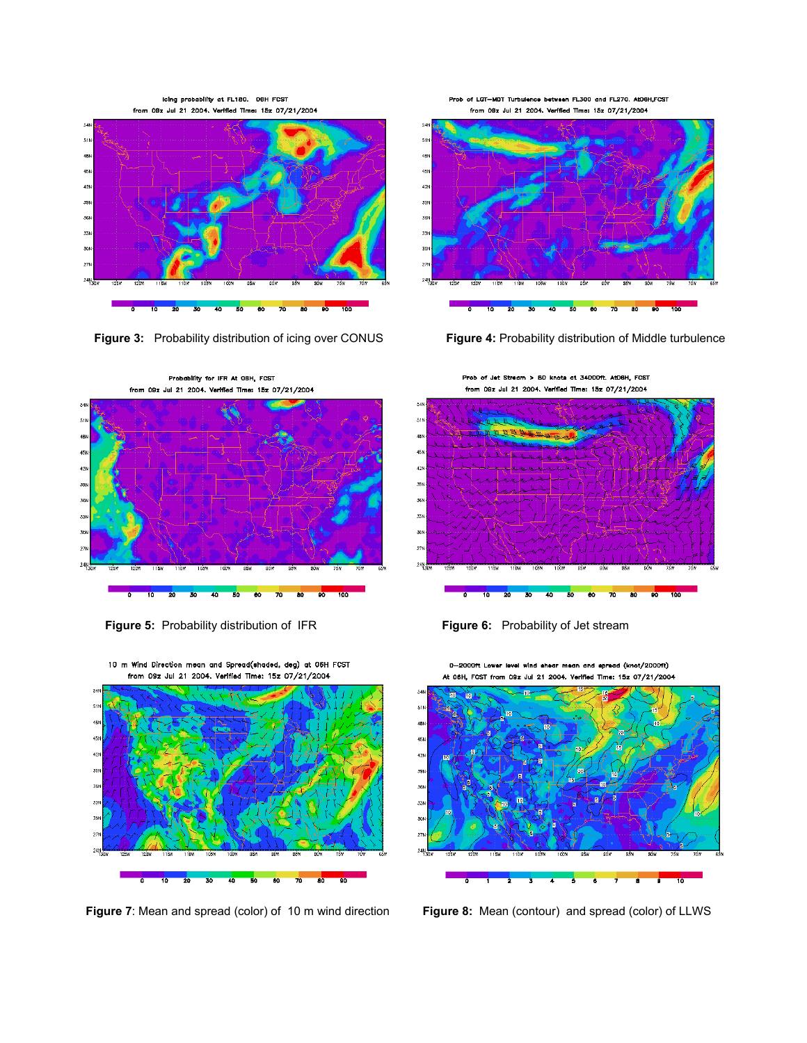**Figure 3:** Probability distribution of icing over CONUS

**Figure 4:** Probability distribution of Middle turbulence

**Figure 5:** Probability distribution of IFR

**Figure 6:** Probability of Jet stream

**Figure 7**: Mean and spread (color) of 10 m wind direction

**Figure 8:** Mean (contour) and spread (color) of LLWS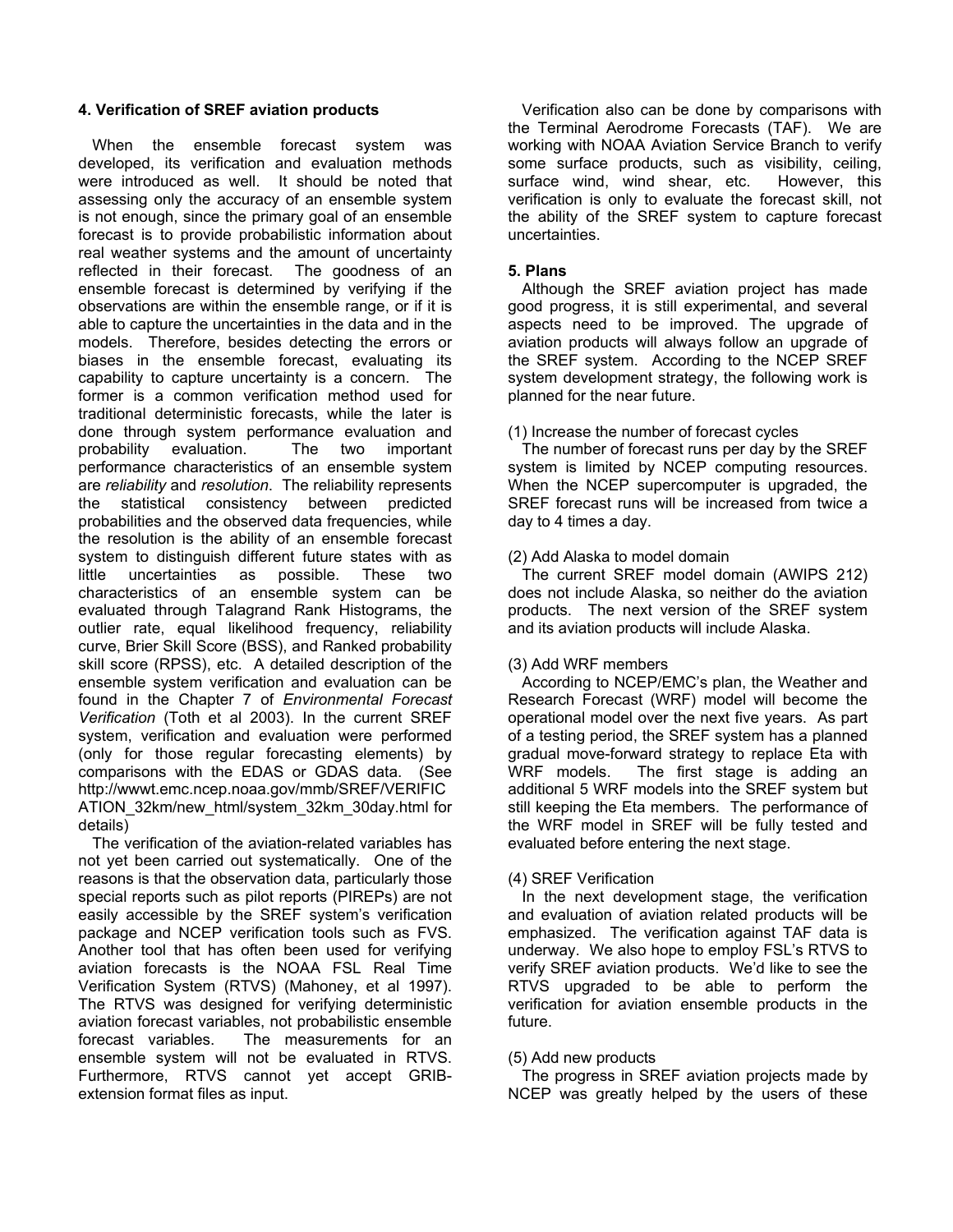## 4. Verification of SREF aviation products

When the ensemble forecast system was developed, its verification and evaluation methods were introduced as well. It should be noted that assessing only the accuracy of an ensemble system is not enough, since the primary goal of an ensemble forecast is to provide probabilistic information about real weather systems and the amount of uncertainty reflected in their forecast. The goodness of an ensemble forecast is determined by verifying if the observations are within the ensemble range, or if it is able to capture the uncertainties in the data and in the models. Therefore, besides detecting the errors or biases in the ensemble forecast, evaluating its capability to capture uncertainty is a concern. The former is a common verification method used for traditional deterministic forecasts, while the later is done through system performance evaluation and probability evaluation. The two important performance characteristics of an ensemble system are *reliability* and *resolution*. The reliability represents the statistical consistency between predicted probabilities and the observed data frequencies, while the resolution is the ability of an ensemble forecast system to distinguish different future states with as little uncertainties as possible. These two characteristics of an ensemble system can be evaluated through Talagrand Rank Histograms, the outlier rate, equal likelihood frequency, reliability curve, Brier Skill Score (BSS), and Ranked probability skill score (RPSS), etc. A detailed description of the ensemble system verification and evaluation can be found in the Chapter 7 of *Environmental Forecast Verification* (Toth et al 2003). In the current SREF system, verification and evaluation were performed (only for those regular forecasting elements) by comparisons with the EDAS or GDAS data. (See http://wwwt.emc.ncep.noaa.gov/mmb/SREF/VERIFICATION_32km/new_html/system_32km_30day.html for details)

The verification of the aviation-related variables has not yet been carried out systematically. One of the reasons is that the observation data, particularly those special reports such as pilot reports (PIREPs) are not easily accessible by the SREF system's verification package and NCEP verification tools such as FVS. Another tool that has often been used for verifying aviation forecasts is the NOAA FSL Real Time Verification System (RTVS) (Mahoney, et al 1997). The RTVS was designed for verifying deterministic aviation forecast variables, not probabilistic ensemble forecast variables. The measurements for an ensemble system will not be evaluated in RTVS. Furthermore, RTVS cannot yet accept GRIB-extension format files as input.

Verification also can be done by comparisons with the Terminal Aerodrome Forecasts (TAF). We are working with NOAA Aviation Service Branch to verify some surface products, such as visibility, ceiling, surface wind, wind shear, etc. However, this verification is only to evaluate the forecast skill, not the ability of the SREF system to capture forecast uncertainties.

## 5. Plans

Although the SREF aviation project has made good progress, it is still experimental, and several aspects need to be improved. The upgrade of aviation products will always follow an upgrade of the SREF system. According to the NCEP SREF system development strategy, the following work is planned for the near future.

(1) Increase the number of forecast cycles

The number of forecast runs per day by the SREF system is limited by NCEP computing resources. When the NCEP supercomputer is upgraded, the SREF forecast runs will be increased from twice a day to 4 times a day.

(2) Add Alaska to model domain

The current SREF model domain (AWIPS 212) does not include Alaska, so neither do the aviation products. The next version of the SREF system and its aviation products will include Alaska.

(3) Add WRF members

According to NCEP/EMC's plan, the Weather and Research Forecast (WRF) model will become the operational model over the next five years. As part of a testing period, the SREF system has a planned gradual move-forward strategy to replace Eta with WRF models. The first stage is adding an additional 5 WRF models into the SREF system but still keeping the Eta members. The performance of the WRF model in SREF will be fully tested and evaluated before entering the next stage.

(4) SREF Verification

In the next development stage, the verification and evaluation of aviation related products will be emphasized. The verification against TAF data is underway. We also hope to employ FSL's RTVS to verify SREF aviation products. We'd like to see the RTVS upgraded to be able to perform the verification for aviation ensemble products in the future.

(5) Add new products

The progress in SREF aviation projects made by NCEP was greatly helped by the users of these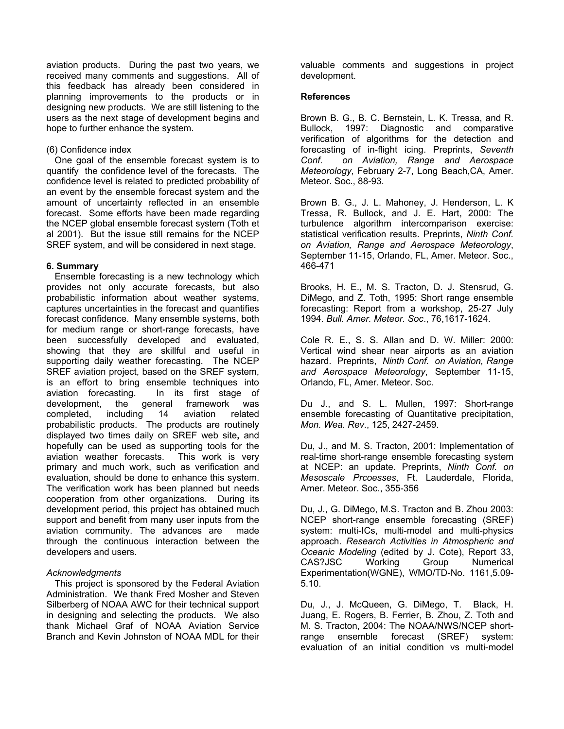aviation products. During the past two years, we received many comments and suggestions. All of this feedback has already been considered in planning improvements to the products or in designing new products. We are still listening to the users as the next stage of development begins and hope to further enhance the system.

(6) Confidence index

One goal of the ensemble forecast system is to quantify the confidence level of the forecasts. The confidence level is related to predicted probability of an event by the ensemble forecast system and the amount of uncertainty reflected in an ensemble forecast. Some efforts have been made regarding the NCEP global ensemble forecast system (Toth et al 2001). But the issue still remains for the NCEP SREF system, and will be considered in next stage.

**6. Summary**

Ensemble forecasting is a new technology which provides not only accurate forecasts, but also probabilistic information about weather systems, captures uncertainties in the forecast and quantifies forecast confidence. Many ensemble systems, both for medium range or short-range forecasts, have been successfully developed and evaluated, showing that they are skillful and useful in supporting daily weather forecasting. The NCEP SREF aviation project, based on the SREF system, is an effort to bring ensemble techniques into aviation forecasting. In its first stage of development, the general framework was completed, including 14 aviation related probabilistic products. The products are routinely displayed two times daily on SREF web site, and hopefully can be used as supporting tools for the aviation weather forecasts. This work is very primary and much work, such as verification and evaluation, should be done to enhance this system. The verification work has been planned but needs cooperation from other organizations. During its development period, this project has obtained much support and benefit from many user inputs from the aviation community. The advances are made through the continuous interaction between the developers and users.

*Acknowledgments*

This project is sponsored by the Federal Aviation Administration. We thank Fred Mosher and Steven Silberberg of NOAA AWC for their technical support in designing and selecting the products. We also thank Michael Graf of NOAA Aviation Service Branch and Kevin Johnston of NOAA MDL for their valuable comments and suggestions in project development.

**References**

Brown B. G., B. C. Bernstein, L. K. Tressa, and R. Bullock, 1997: Diagnostic and comparative verification of algorithms for the detection and forecasting of in-flight icing. Preprints, *Seventh Conf. on Aviation, Range and Aerospace Meteorology*, February 2-7, Long Beach,CA, Amer. Meteor. Soc., 88-93.

Brown B. G., J. L. Mahoney, J. Henderson, L. K Tressa, R. Bullock, and J. E. Hart, 2000: The turbulence algorithm intercomparison exercise: statistical verification results. Preprints, *Ninth Conf. on Aviation, Range and Aerospace Meteorology*, September 11-15, Orlando, FL, Amer. Meteor. Soc., 466-471

Brooks, H. E., M. S. Tracton, D. J. Stensrud, G. DiMego, and Z. Toth, 1995: Short range ensemble forecasting: Report from a workshop, 25-27 July 1994. *Bull. Amer. Meteor. Soc*., 76,1617-1624.

Cole R. E., S. S. Allan and D. W. Miller: 2000: Vertical wind shear near airports as an aviation hazard. Preprints, *Ninth Conf. on Aviation, Range and Aerospace Meteorology*, September 11-15, Orlando, FL, Amer. Meteor. Soc.

Du J., and S. L. Mullen, 1997: Short-range ensemble forecasting of Quantitative precipitation, *Mon. Wea. Rev*., 125, 2427-2459.

Du, J., and M. S. Tracton, 2001: Implementation of real-time short-range ensemble forecasting system at NCEP: an update. Preprints, *Ninth Conf. on Mesoscale Prcoesses*, Ft. Lauderdale, Florida, Amer. Meteor. Soc., 355-356

Du, J., G. DiMego, M.S. Tracton and B. Zhou 2003: NCEP short-range ensemble forecasting (SREF) system: multi-ICs, multi-model and multi-physics approach. *Research Activities in Atmospheric and Oceanic Modeling* (edited by J. Cote), Report 33, CAS?JSC Working Group Numerical Experimentation(WGNE), WMO/TD-No. 1161,5.09-5.10.

Du, J., J. McQueen, G. DiMego, T. Black, H. Juang, E. Rogers, B. Ferrier, B. Zhou, Z. Toth and M. S. Tracton, 2004: The NOAA/NWS/NCEP short-range ensemble forecast (SREF) system: evaluation of an initial condition vs multi-model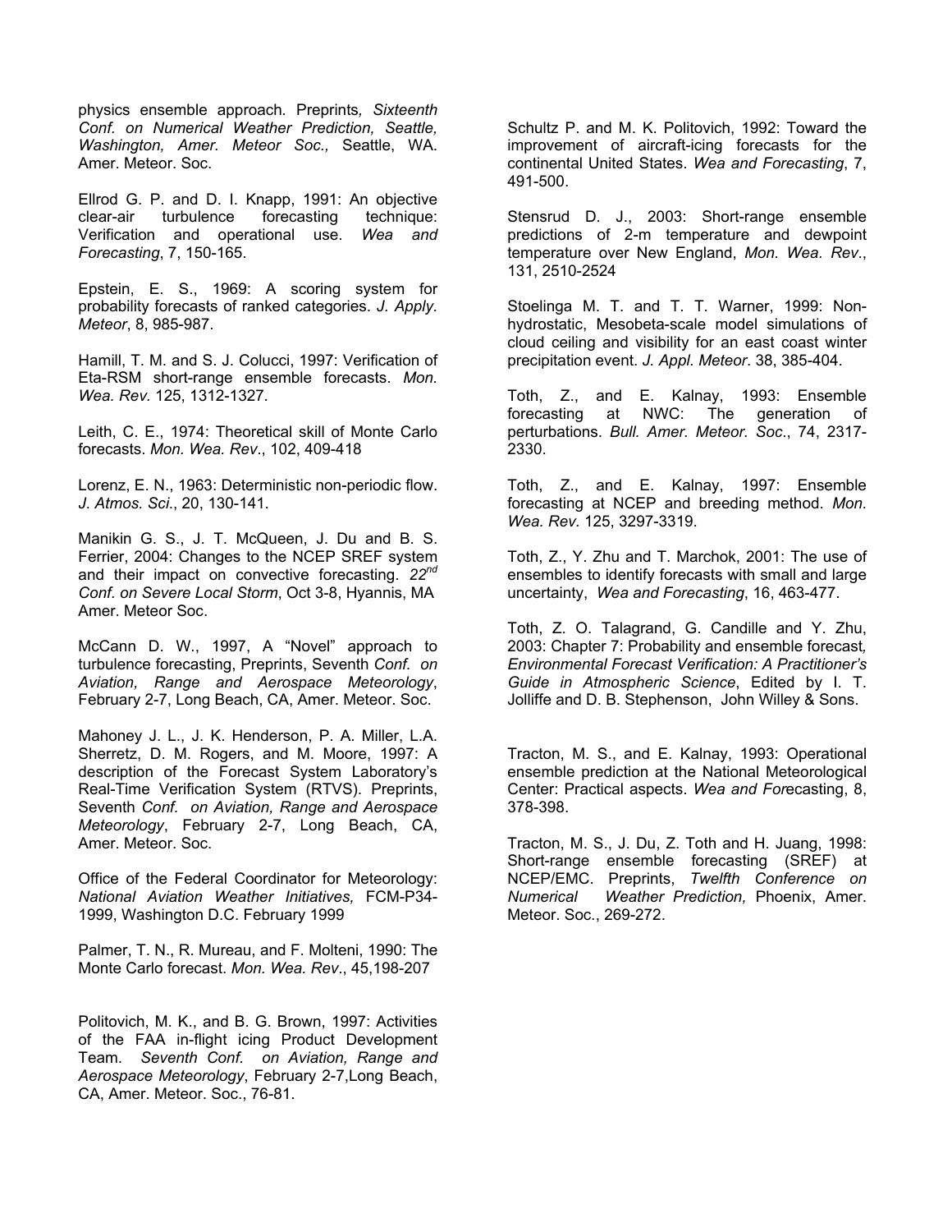physics ensemble approach. Preprints*, Sixteenth Conf. on Numerical Weather Prediction, Seattle, Washington, Amer. Meteor Soc.,* Seattle, WA. Amer. Meteor. Soc.

Ellrod G. P. and D. I. Knapp, 1991: An objective clear-air turbulence forecasting technique: Verification and operational use. *Wea and Forecasting*, 7, 150-165.

Epstein, E. S., 1969: A scoring system for probability forecasts of ranked categories. *J. Apply. Meteor*, 8, 985-987.

Hamill, T. M. and S. J. Colucci, 1997: Verification of Eta-RSM short-range ensemble forecasts. *Mon. Wea. Rev.* 125, 1312-1327.

Leith, C. E., 1974: Theoretical skill of Monte Carlo forecasts. *Mon. Wea. Rev*., 102, 409-418

Lorenz, E. N., 1963: Deterministic non-periodic flow. *J. Atmos. Sci*., 20, 130-141.

Manikin G. S., J. T. McQueen, J. Du and B. S. Ferrier, 2004: Changes to the NCEP SREF system and their impact on convective forecasting. *22nd Conf. on Severe Local Storm*, Oct 3-8, Hyannis, MA Amer. Meteor Soc.

McCann D. W., 1997, A "Novel" approach to turbulence forecasting, Preprints, Seventh *Conf. on Aviation, Range and Aerospace Meteorology*, February 2-7, Long Beach, CA, Amer. Meteor. Soc.

Mahoney J. L., J. K. Henderson, P. A. Miller, L.A. Sherretz, D. M. Rogers, and M. Moore, 1997: A description of the Forecast System Laboratory's Real-Time Verification System (RTVS). Preprints, Seventh *Conf. on Aviation, Range and Aerospace Meteorology*, February 2-7, Long Beach, CA, Amer. Meteor. Soc.

Office of the Federal Coordinator for Meteorology: *National Aviation Weather Initiatives,* FCM-P34-1999, Washington D.C. February 1999

Palmer, T. N., R. Mureau, and F. Molteni, 1990: The Monte Carlo forecast. *Mon. Wea. Rev*., 45,198-207

Politovich, M. K., and B. G. Brown, 1997: Activities of the FAA in-flight icing Product Development Team. *Seventh Conf. on Aviation, Range and Aerospace Meteorology*, February 2-7,Long Beach, CA, Amer. Meteor. Soc., 76-81.

Schultz P. and M. K. Politovich, 1992: Toward the improvement of aircraft-icing forecasts for the continental United States. *Wea and Forecasting*, 7, 491-500.

Stensrud D. J., 2003: Short-range ensemble predictions of 2-m temperature and dewpoint temperature over New England, *Mon. Wea. Rev*., 131, 2510-2524

Stoelinga M. T. and T. T. Warner, 1999: Non-hydrostatic, Mesobeta-scale model simulations of cloud ceiling and visibility for an east coast winter precipitation event. *J. Appl. Meteor*. 38, 385-404.

Toth, Z., and E. Kalnay, 1993: Ensemble forecasting at NWC: The generation of perturbations. *Bull. Amer. Meteor. Soc*., 74, 2317-2330.

Toth, Z., and E. Kalnay, 1997: Ensemble forecasting at NCEP and breeding method. *Mon. Wea. Rev.* 125, 3297-3319.

Toth, Z., Y. Zhu and T. Marchok, 2001: The use of ensembles to identify forecasts with small and large uncertainty, *Wea and Forecasting*, 16, 463-477.

Toth, Z. O. Talagrand, G. Candille and Y. Zhu, 2003: Chapter 7: Probability and ensemble forecast*, Environmental Forecast Verification: A Practitioner's Guide in Atmospheric Science*, Edited by I. T. Jolliffe and D. B. Stephenson, John Willey & Sons.

Tracton, M. S., and E. Kalnay, 1993: Operational ensemble prediction at the National Meteorological Center: Practical aspects. *Wea and Forecasting*, 8, 378-398.

Tracton, M. S., J. Du, Z. Toth and H. Juang, 1998: Short-range ensemble forecasting (SREF) at NCEP/EMC. Preprints, *Twelfth Conference on Numerical Weather Prediction,* Phoenix, Amer. Meteor. Soc., 269-272.